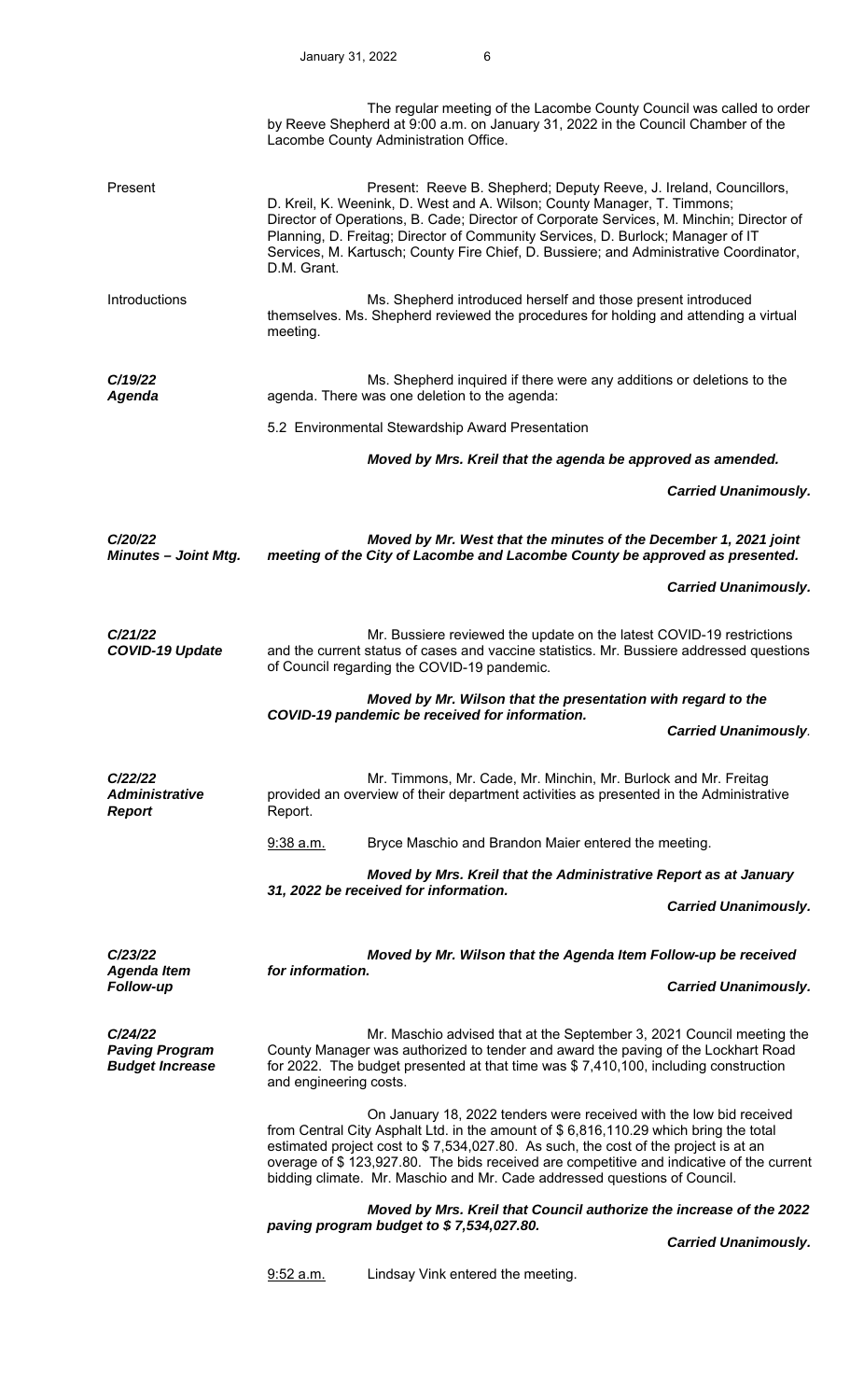The regular meeting of the Lacombe County Council was called to order by Reeve Shepherd at 9:00 a.m. on January 31, 2022 in the Council Chamber of the Lacombe County Administration Office.

Present

Present: Reeve B. Shepherd; Deputy Reeve, J. Ireland, Councillors, D. Kreil, K. Weenink, D. West and A. Wilson; County Manager, T. Timmons; Director of Operations, B. Cade; Director of Corporate Services, M. Minchin; Director of Planning, D. Freitag; Director of Community Services, D. Burlock; Manager of IT Services, M. Kartusch; County Fire Chief, D. Bussiere; and Administrative Coordinator, D.M. Grant.

Introductions

Ms. Shepherd introduced herself and those present introduced themselves. Ms. Shepherd reviewed the procedures for holding and attending a virtual meeting.

***C/19/22***
***Agenda***

Ms. Shepherd inquired if there were any additions or deletions to the agenda. There was one deletion to the agenda:

5.2 Environmental Stewardship Award Presentation

***Moved by Mrs. Kreil that the agenda be approved as amended.***

***Carried Unanimously.***

***C/20/22***
***Minutes – Joint Mtg.***

***Moved by Mr. West that the minutes of the December 1, 2021 joint meeting of the City of Lacombe and Lacombe County be approved as presented.***

***Carried Unanimously.***

***C/21/22***
***COVID-19 Update***

Mr. Bussiere reviewed the update on the latest COVID-19 restrictions and the current status of cases and vaccine statistics. Mr. Bussiere addressed questions of Council regarding the COVID-19 pandemic.

***Moved by Mr. Wilson that the presentation with regard to the COVID-19 pandemic be received for information.***

***Carried Unanimously.***

***C/22/22***
***Administrative Report***

Mr. Timmons, Mr. Cade, Mr. Minchin, Mr. Burlock and Mr. Freitag provided an overview of their department activities as presented in the Administrative Report.

9:38 a.m. Bryce Maschio and Brandon Maier entered the meeting.

***Moved by Mrs. Kreil that the Administrative Report as at January 31, 2022 be received for information.***

***Carried Unanimously.***

***C/23/22***
***Agenda Item Follow-up***

***Moved by Mr. Wilson that the Agenda Item Follow-up be received for information.***

***Carried Unanimously.***

***C/24/22***
***Paving Program Budget Increase***

Mr. Maschio advised that at the September 3, 2021 Council meeting the County Manager was authorized to tender and award the paving of the Lockhart Road for 2022. The budget presented at that time was $ 7,410,100, including construction and engineering costs.

On January 18, 2022 tenders were received with the low bid received from Central City Asphalt Ltd. in the amount of $ 6,816,110.29 which bring the total estimated project cost to $ 7,534,027.80. As such, the cost of the project is at an overage of $ 123,927.80. The bids received are competitive and indicative of the current bidding climate. Mr. Maschio and Mr. Cade addressed questions of Council.

***Moved by Mrs. Kreil that Council authorize the increase of the 2022 paving program budget to $ 7,534,027.80.***

***Carried Unanimously.***

9:52 a.m. Lindsay Vink entered the meeting.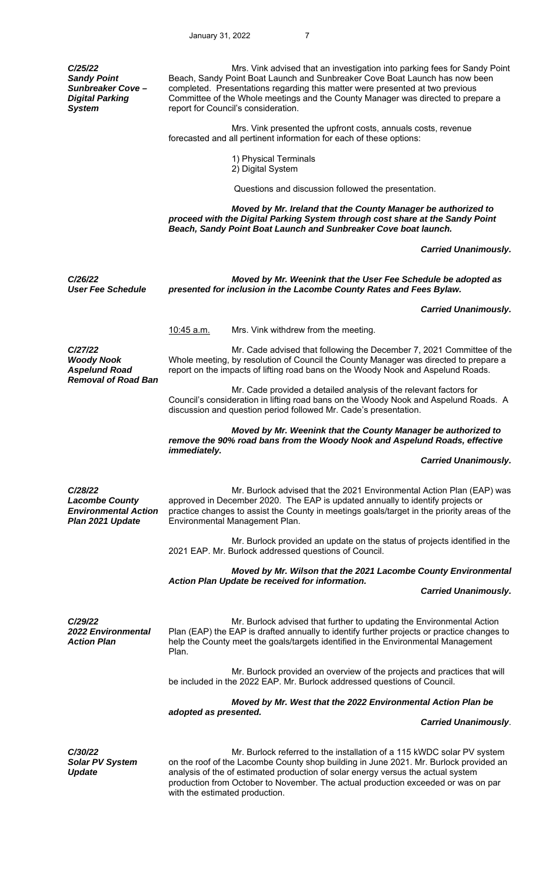***C/25/22***
***Sandy Point Sunbreaker Cove – Digital Parking System***

Mrs. Vink advised that an investigation into parking fees for Sandy Point Beach, Sandy Point Boat Launch and Sunbreaker Cove Boat Launch has now been completed. Presentations regarding this matter were presented at two previous Committee of the Whole meetings and the County Manager was directed to prepare a report for Council's consideration.

Mrs. Vink presented the upfront costs, annuals costs, revenue forecasted and all pertinent information for each of these options:

1) Physical Terminals
2) Digital System

Questions and discussion followed the presentation.

***Moved by Mr. Ireland that the County Manager be authorized to proceed with the Digital Parking System through cost share at the Sandy Point Beach, Sandy Point Boat Launch and Sunbreaker Cove boat launch.***

***Carried Unanimously.***

***C/26/22***
***User Fee Schedule***

***Moved by Mr. Weenink that the User Fee Schedule be adopted as presented for inclusion in the Lacombe County Rates and Fees Bylaw.***

***Carried Unanimously.***

10:45 a.m. Mrs. Vink withdrew from the meeting.

***C/27/22***
***Woody Nook Aspelund Road Removal of Road Ban***

Mr. Cade advised that following the December 7, 2021 Committee of the Whole meeting, by resolution of Council the County Manager was directed to prepare a report on the impacts of lifting road bans on the Woody Nook and Aspelund Roads.

Mr. Cade provided a detailed analysis of the relevant factors for Council's consideration in lifting road bans on the Woody Nook and Aspelund Roads. A discussion and question period followed Mr. Cade's presentation.

***Moved by Mr. Weenink that the County Manager be authorized to remove the 90% road bans from the Woody Nook and Aspelund Roads, effective immediately.***

***Carried Unanimously.***

***C/28/22***
***Lacombe County Environmental Action Plan 2021 Update***

Mr. Burlock advised that the 2021 Environmental Action Plan (EAP) was approved in December 2020. The EAP is updated annually to identify projects or practice changes to assist the County in meetings goals/target in the priority areas of the Environmental Management Plan.

Mr. Burlock provided an update on the status of projects identified in the 2021 EAP. Mr. Burlock addressed questions of Council.

***Moved by Mr. Wilson that the 2021 Lacombe County Environmental Action Plan Update be received for information.***

***Carried Unanimously.***

***C/29/22***
***2022 Environmental Action Plan***

Mr. Burlock advised that further to updating the Environmental Action Plan (EAP) the EAP is drafted annually to identify further projects or practice changes to help the County meet the goals/targets identified in the Environmental Management Plan.

Mr. Burlock provided an overview of the projects and practices that will be included in the 2022 EAP. Mr. Burlock addressed questions of Council.

***Moved by Mr. West that the 2022 Environmental Action Plan be adopted as presented.***

***Carried Unanimously***.

***C/30/22***
***Solar PV System Update***

Mr. Burlock referred to the installation of a 115 kWDC solar PV system on the roof of the Lacombe County shop building in June 2021. Mr. Burlock provided an analysis of the of estimated production of solar energy versus the actual system production from October to November. The actual production exceeded or was on par with the estimated production.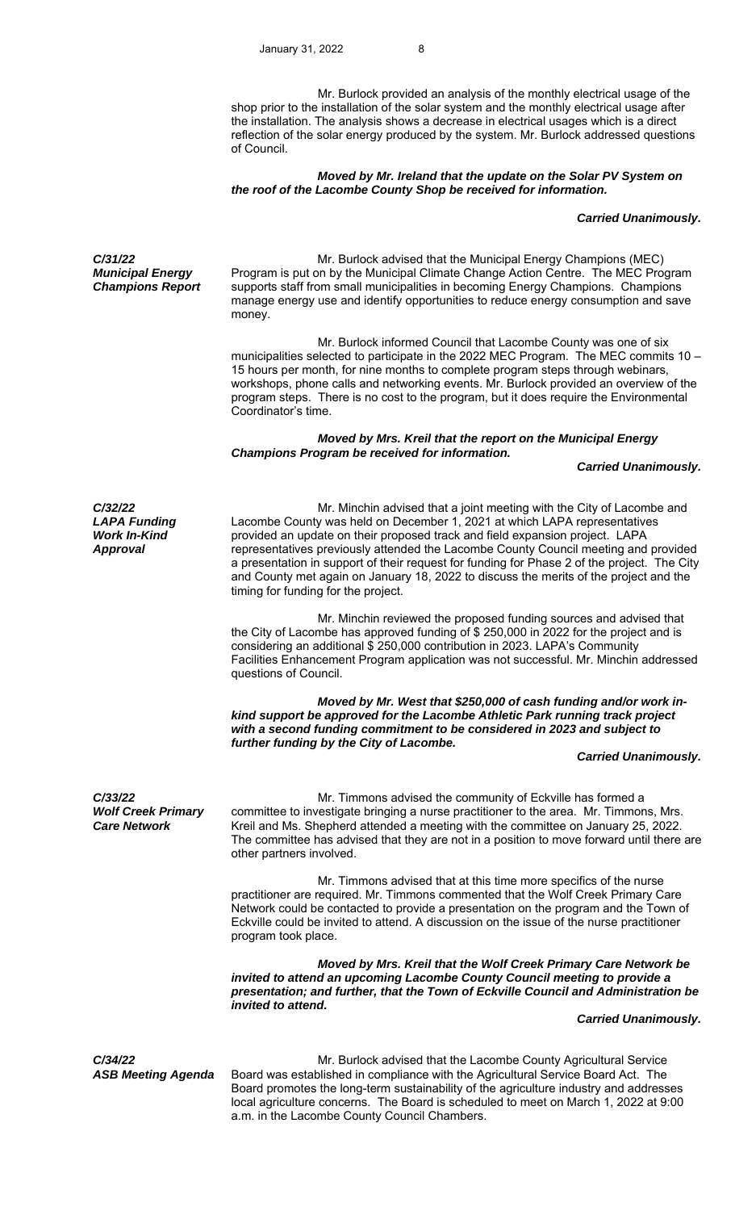Mr. Burlock provided an analysis of the monthly electrical usage of the shop prior to the installation of the solar system and the monthly electrical usage after the installation. The analysis shows a decrease in electrical usages which is a direct reflection of the solar energy produced by the system. Mr. Burlock addressed questions of Council.

***Moved by Mr. Ireland that the update on the Solar PV System on the roof of the Lacombe County Shop be received for information.***

***Carried Unanimously.***

***C/31/22***
***Municipal Energy Champions Report***

Mr. Burlock advised that the Municipal Energy Champions (MEC) Program is put on by the Municipal Climate Change Action Centre. The MEC Program supports staff from small municipalities in becoming Energy Champions. Champions manage energy use and identify opportunities to reduce energy consumption and save money.

Mr. Burlock informed Council that Lacombe County was one of six municipalities selected to participate in the 2022 MEC Program. The MEC commits 10 – 15 hours per month, for nine months to complete program steps through webinars, workshops, phone calls and networking events. Mr. Burlock provided an overview of the program steps. There is no cost to the program, but it does require the Environmental Coordinator's time.

***Moved by Mrs. Kreil that the report on the Municipal Energy Champions Program be received for information.***

***Carried Unanimously.***

***C/32/22***
***LAPA Funding Work In-Kind Approval***

Mr. Minchin advised that a joint meeting with the City of Lacombe and Lacombe County was held on December 1, 2021 at which LAPA representatives provided an update on their proposed track and field expansion project. LAPA representatives previously attended the Lacombe County Council meeting and provided a presentation in support of their request for funding for Phase 2 of the project. The City and County met again on January 18, 2022 to discuss the merits of the project and the timing for funding for the project.

Mr. Minchin reviewed the proposed funding sources and advised that the City of Lacombe has approved funding of $ 250,000 in 2022 for the project and is considering an additional $ 250,000 contribution in 2023. LAPA's Community Facilities Enhancement Program application was not successful. Mr. Minchin addressed questions of Council.

***Moved by Mr. West that $250,000 of cash funding and/or work in-kind support be approved for the Lacombe Athletic Park running track project with a second funding commitment to be considered in 2023 and subject to further funding by the City of Lacombe.***

***Carried Unanimously.***

***C/33/22***
***Wolf Creek Primary Care Network***

Mr. Timmons advised the community of Eckville has formed a committee to investigate bringing a nurse practitioner to the area. Mr. Timmons, Mrs. Kreil and Ms. Shepherd attended a meeting with the committee on January 25, 2022. The committee has advised that they are not in a position to move forward until there are other partners involved.

Mr. Timmons advised that at this time more specifics of the nurse practitioner are required. Mr. Timmons commented that the Wolf Creek Primary Care Network could be contacted to provide a presentation on the program and the Town of Eckville could be invited to attend. A discussion on the issue of the nurse practitioner program took place.

***Moved by Mrs. Kreil that the Wolf Creek Primary Care Network be invited to attend an upcoming Lacombe County Council meeting to provide a presentation; and further, that the Town of Eckville Council and Administration be invited to attend.***

***Carried Unanimously.***

***C/34/22***
***ASB Meeting Agenda***

Mr. Burlock advised that the Lacombe County Agricultural Service Board was established in compliance with the Agricultural Service Board Act. The Board promotes the long-term sustainability of the agriculture industry and addresses local agriculture concerns. The Board is scheduled to meet on March 1, 2022 at 9:00 a.m. in the Lacombe County Council Chambers.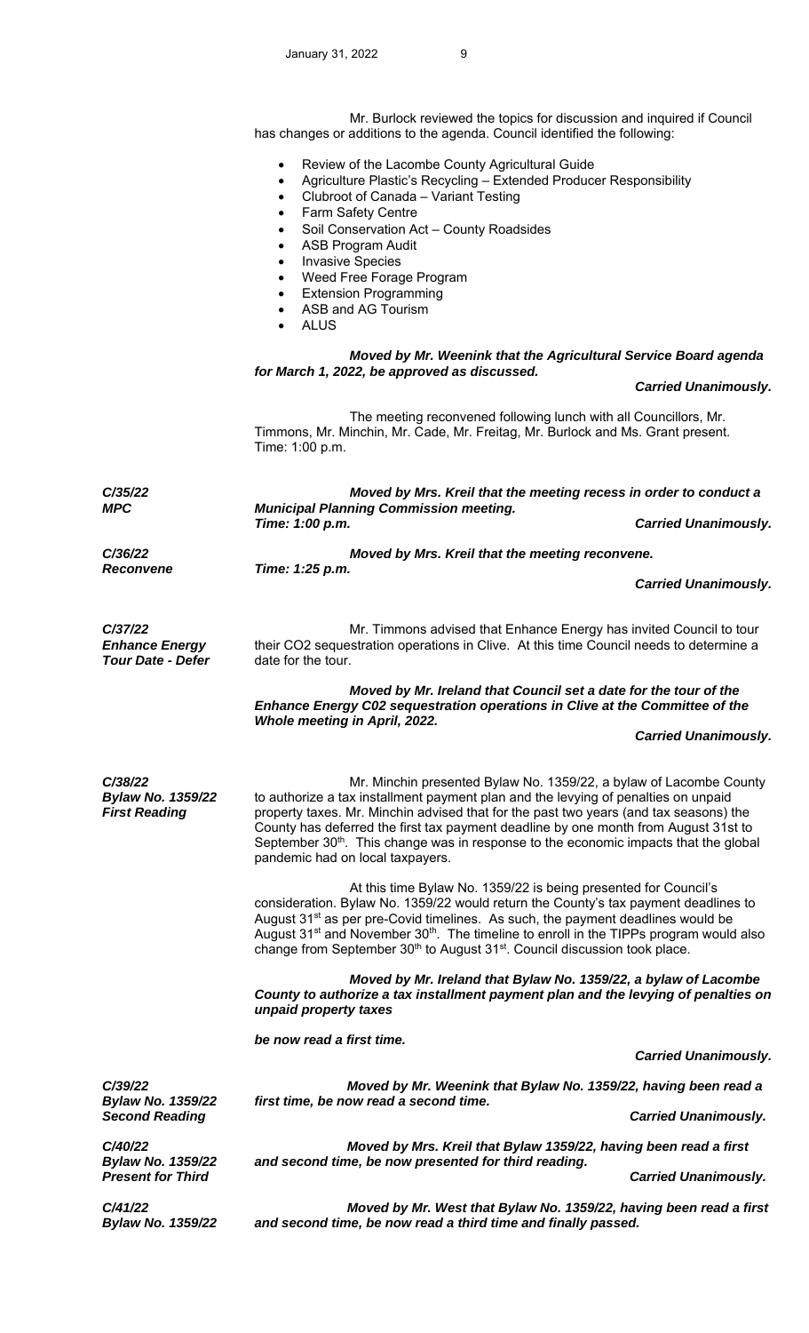Mr. Burlock reviewed the topics for discussion and inquired if Council has changes or additions to the agenda. Council identified the following:

- Review of the Lacombe County Agricultural Guide
- Agriculture Plastic's Recycling – Extended Producer Responsibility
- Clubroot of Canada – Variant Testing
- Farm Safety Centre
- Soil Conservation Act – County Roadsides
- ASB Program Audit
- Invasive Species
- Weed Free Forage Program
- Extension Programming
- ASB and AG Tourism
- ALUS

***Moved by Mr. Weenink that the Agricultural Service Board agenda for March 1, 2022, be approved as discussed.***

***Carried Unanimously.***

The meeting reconvened following lunch with all Councillors, Mr. Timmons, Mr. Minchin, Mr. Cade, Mr. Freitag, Mr. Burlock and Ms. Grant present. Time: 1:00 p.m.

***C/35/22***
***MPC***

***Moved by Mrs. Kreil that the meeting recess in order to conduct a Municipal Planning Commission meeting.***
***Time: 1:00 p.m.***

***Carried Unanimously.***

***C/36/22***
***Reconvene***

***Moved by Mrs. Kreil that the meeting reconvene.***
***Time: 1:25 p.m.***

***Carried Unanimously.***

***C/37/22***
***Enhance Energy Tour Date - Defer***

Mr. Timmons advised that Enhance Energy has invited Council to tour their CO2 sequestration operations in Clive. At this time Council needs to determine a date for the tour.

***Moved by Mr. Ireland that Council set a date for the tour of the Enhance Energy C02 sequestration operations in Clive at the Committee of the Whole meeting in April, 2022.***

***Carried Unanimously.***

***C/38/22***
***Bylaw No. 1359/22***
***First Reading***

Mr. Minchin presented Bylaw No. 1359/22, a bylaw of Lacombe County to authorize a tax installment payment plan and the levying of penalties on unpaid property taxes. Mr. Minchin advised that for the past two years (and tax seasons) the County has deferred the first tax payment deadline by one month from August 31st to September 30th. This change was in response to the economic impacts that the global pandemic had on local taxpayers.

At this time Bylaw No. 1359/22 is being presented for Council's consideration. Bylaw No. 1359/22 would return the County's tax payment deadlines to August 31st as per pre-Covid timelines. As such, the payment deadlines would be August 31st and November 30th. The timeline to enroll in the TIPPs program would also change from September 30th to August 31st. Council discussion took place.

***Moved by Mr. Ireland that Bylaw No. 1359/22, a bylaw of Lacombe County to authorize a tax installment payment plan and the levying of penalties on unpaid property taxes***

***be now read a first time.***

***Carried Unanimously.***

***C/39/22***
***Bylaw No. 1359/22***
***Second Reading***

***Moved by Mr. Weenink that Bylaw No. 1359/22, having been read a first time, be now read a second time.***

***Carried Unanimously.***

***C/40/22***
***Bylaw No. 1359/22***
***Present for Third***

***Moved by Mrs. Kreil that Bylaw 1359/22, having been read a first and second time, be now presented for third reading.***

***Carried Unanimously.***

***C/41/22***
***Bylaw No. 1359/22***

***Moved by Mr. West that Bylaw No. 1359/22, having been read a first and second time, be now read a third time and finally passed.***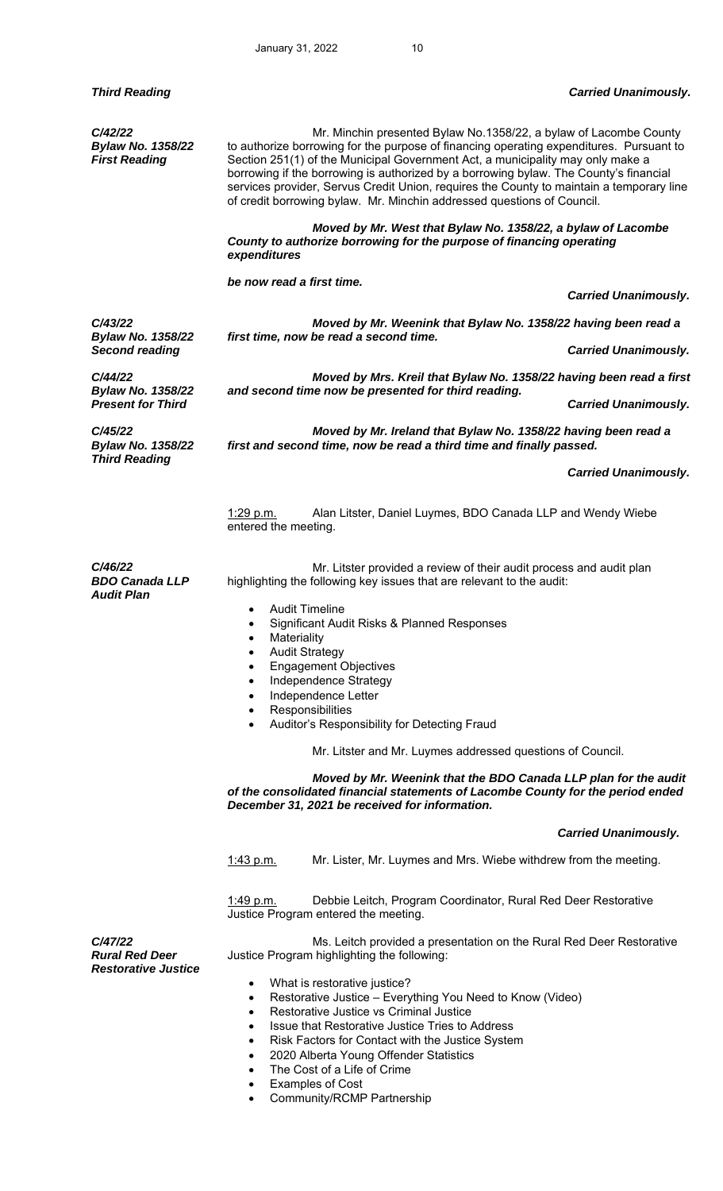*Third Reading* *Carried Unanimously.*

*C/42/22*
*Bylaw No. 1358/22*
*First Reading*

Mr. Minchin presented Bylaw No.1358/22, a bylaw of Lacombe County to authorize borrowing for the purpose of financing operating expenditures. Pursuant to Section 251(1) of the Municipal Government Act, a municipality may only make a borrowing if the borrowing is authorized by a borrowing bylaw. The County's financial services provider, Servus Credit Union, requires the County to maintain a temporary line of credit borrowing bylaw. Mr. Minchin addressed questions of Council.

***Moved by Mr. West that Bylaw No. 1358/22, a bylaw of Lacombe County to authorize borrowing for the purpose of financing operating expenditures***

***be now read a first time.***

*Carried Unanimously.*

*C/43/22*
*Bylaw No. 1358/22*
*Second reading*

***Moved by Mr. Weenink that Bylaw No. 1358/22 having been read a first time, now be read a second time.***

*Carried Unanimously.*

*C/44/22*
*Bylaw No. 1358/22*
*Present for Third*

***Moved by Mrs. Kreil that Bylaw No. 1358/22 having been read a first and second time now be presented for third reading.***

*Carried Unanimously.*

*C/45/22*
*Bylaw No. 1358/22*
*Third Reading*

***Moved by Mr. Ireland that Bylaw No. 1358/22 having been read a first and second time, now be read a third time and finally passed.***

*Carried Unanimously.*

1:29 p.m. Alan Litster, Daniel Luymes, BDO Canada LLP and Wendy Wiebe entered the meeting.

*C/46/22*
*BDO Canada LLP*
*Audit Plan*

Mr. Litster provided a review of their audit process and audit plan highlighting the following key issues that are relevant to the audit:

- Audit Timeline
- Significant Audit Risks & Planned Responses
- Materiality
- Audit Strategy
- Engagement Objectives
- Independence Strategy
- Independence Letter
- Responsibilities
- Auditor's Responsibility for Detecting Fraud

Mr. Litster and Mr. Luymes addressed questions of Council.

***Moved by Mr. Weenink that the BDO Canada LLP plan for the audit of the consolidated financial statements of Lacombe County for the period ended December 31, 2021 be received for information.***

*Carried Unanimously.*

1:43 p.m. Mr. Lister, Mr. Luymes and Mrs. Wiebe withdrew from the meeting.

1:49 p.m. Debbie Leitch, Program Coordinator, Rural Red Deer Restorative Justice Program entered the meeting.

*C/47/22*
*Rural Red Deer*
*Restorative Justice*

Ms. Leitch provided a presentation on the Rural Red Deer Restorative Justice Program highlighting the following:

- What is restorative justice?
- Restorative Justice – Everything You Need to Know (Video)
- Restorative Justice vs Criminal Justice
- Issue that Restorative Justice Tries to Address
- Risk Factors for Contact with the Justice System
- 2020 Alberta Young Offender Statistics
- The Cost of a Life of Crime
- Examples of Cost
- Community/RCMP Partnership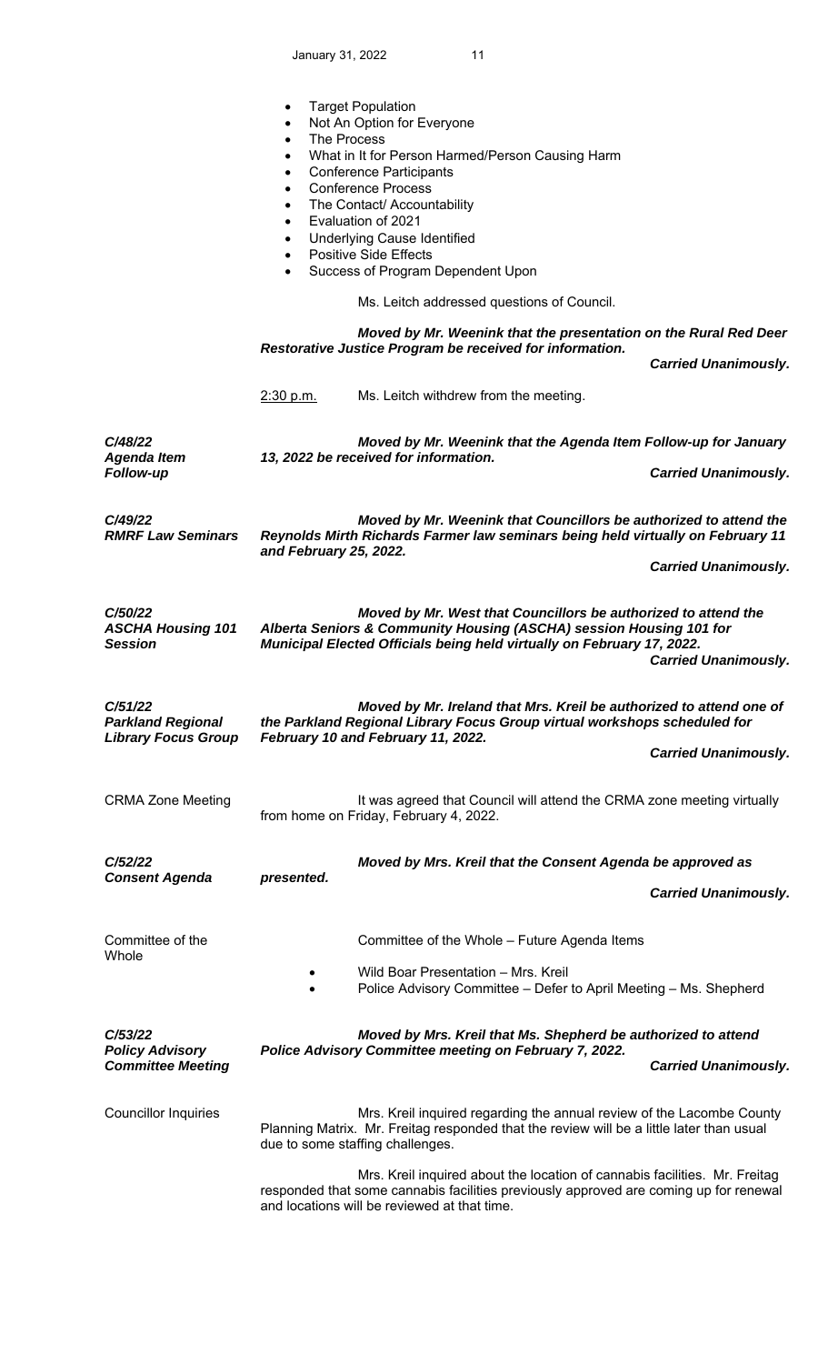- Target Population
- Not An Option for Everyone
- The Process
- What in It for Person Harmed/Person Causing Harm
- Conference Participants
- Conference Process
- The Contact/ Accountability
- Evaluation of 2021
- Underlying Cause Identified
- Positive Side Effects
- Success of Program Dependent Upon

Ms. Leitch addressed questions of Council.

***Moved by Mr. Weenink that the presentation on the Rural Red Deer Restorative Justice Program be received for information.***

***Carried Unanimously.***

2:30 p.m. Ms. Leitch withdrew from the meeting.

***C/48/22***
***Agenda Item Follow-up***

***Moved by Mr. Weenink that the Agenda Item Follow-up for January 13, 2022 be received for information.***

***Carried Unanimously.***

***C/49/22***
***RMRF Law Seminars***

***Moved by Mr. Weenink that Councillors be authorized to attend the Reynolds Mirth Richards Farmer law seminars being held virtually on February 11 and February 25, 2022.***

***Carried Unanimously.***

***C/50/22***
***ASCHA Housing 101 Session***

***Moved by Mr. West that Councillors be authorized to attend the Alberta Seniors & Community Housing (ASCHA) session Housing 101 for Municipal Elected Officials being held virtually on February 17, 2022.***

***Carried Unanimously.***

***C/51/22***
***Parkland Regional Library Focus Group***

***Moved by Mr. Ireland that Mrs. Kreil be authorized to attend one of the Parkland Regional Library Focus Group virtual workshops scheduled for February 10 and February 11, 2022.***

***Carried Unanimously.***

CRMA Zone Meeting

It was agreed that Council will attend the CRMA zone meeting virtually from home on Friday, February 4, 2022.

***C/52/22***
***Consent Agenda***

***Moved by Mrs. Kreil that the Consent Agenda be approved as presented.***

***Carried Unanimously.***

Committee of the Whole

Committee of the Whole – Future Agenda Items

- Wild Boar Presentation – Mrs. Kreil
- Police Advisory Committee – Defer to April Meeting – Ms. Shepherd

***C/53/22***
***Policy Advisory Committee Meeting***

***Moved by Mrs. Kreil that Ms. Shepherd be authorized to attend Police Advisory Committee meeting on February 7, 2022.***

***Carried Unanimously.***

Councillor Inquiries

Mrs. Kreil inquired regarding the annual review of the Lacombe County Planning Matrix. Mr. Freitag responded that the review will be a little later than usual due to some staffing challenges.

Mrs. Kreil inquired about the location of cannabis facilities. Mr. Freitag responded that some cannabis facilities previously approved are coming up for renewal and locations will be reviewed at that time.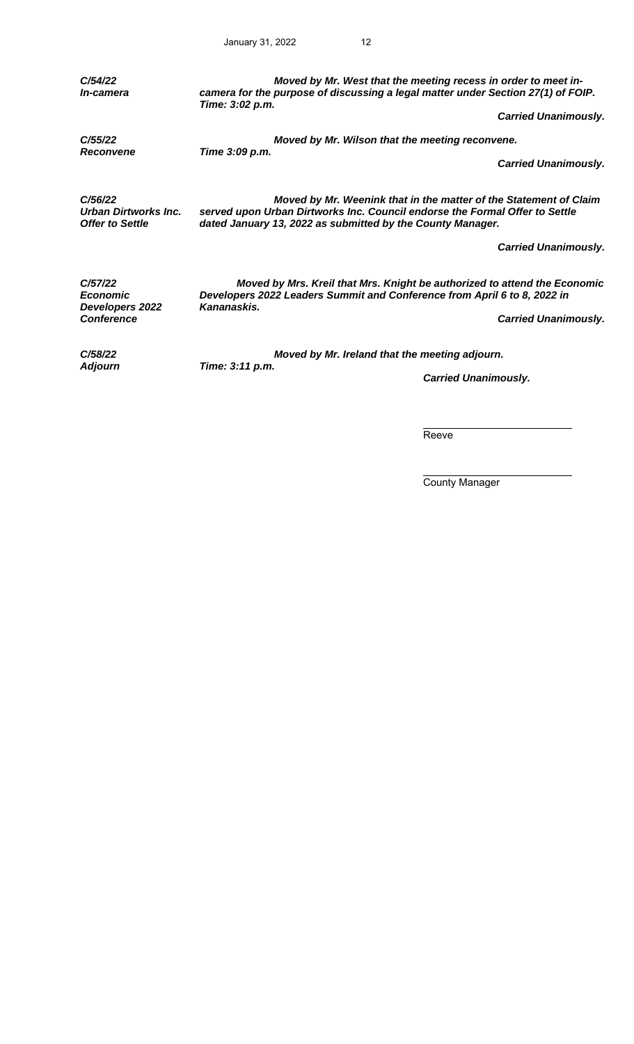***C/54/22***
***In-camera***

***Moved by Mr. West that the meeting recess in order to meet in-camera for the purpose of discussing a legal matter under Section 27(1) of FOIP.***
***Time: 3:02 p.m.***

***Carried Unanimously.***

***C/55/22***
***Reconvene***

***Moved by Mr. Wilson that the meeting reconvene.***
***Time 3:09 p.m.***

***Carried Unanimously.***

***C/56/22***
***Urban Dirtworks Inc. Offer to Settle***

***Moved by Mr. Weenink that in the matter of the Statement of Claim served upon Urban Dirtworks Inc. Council endorse the Formal Offer to Settle dated January 13, 2022 as submitted by the County Manager.***

***Carried Unanimously.***

***C/57/22***
***Economic Developers 2022 Conference***

***Moved by Mrs. Kreil that Mrs. Knight be authorized to attend the Economic Developers 2022 Leaders Summit and Conference from April 6 to 8, 2022 in Kananaskis.***

***Carried Unanimously.***

***C/58/22***
***Adjourn***

***Moved by Mr. Ireland that the meeting adjourn.***
***Time: 3:11 p.m.***

***Carried Unanimously.***

Reeve

County Manager